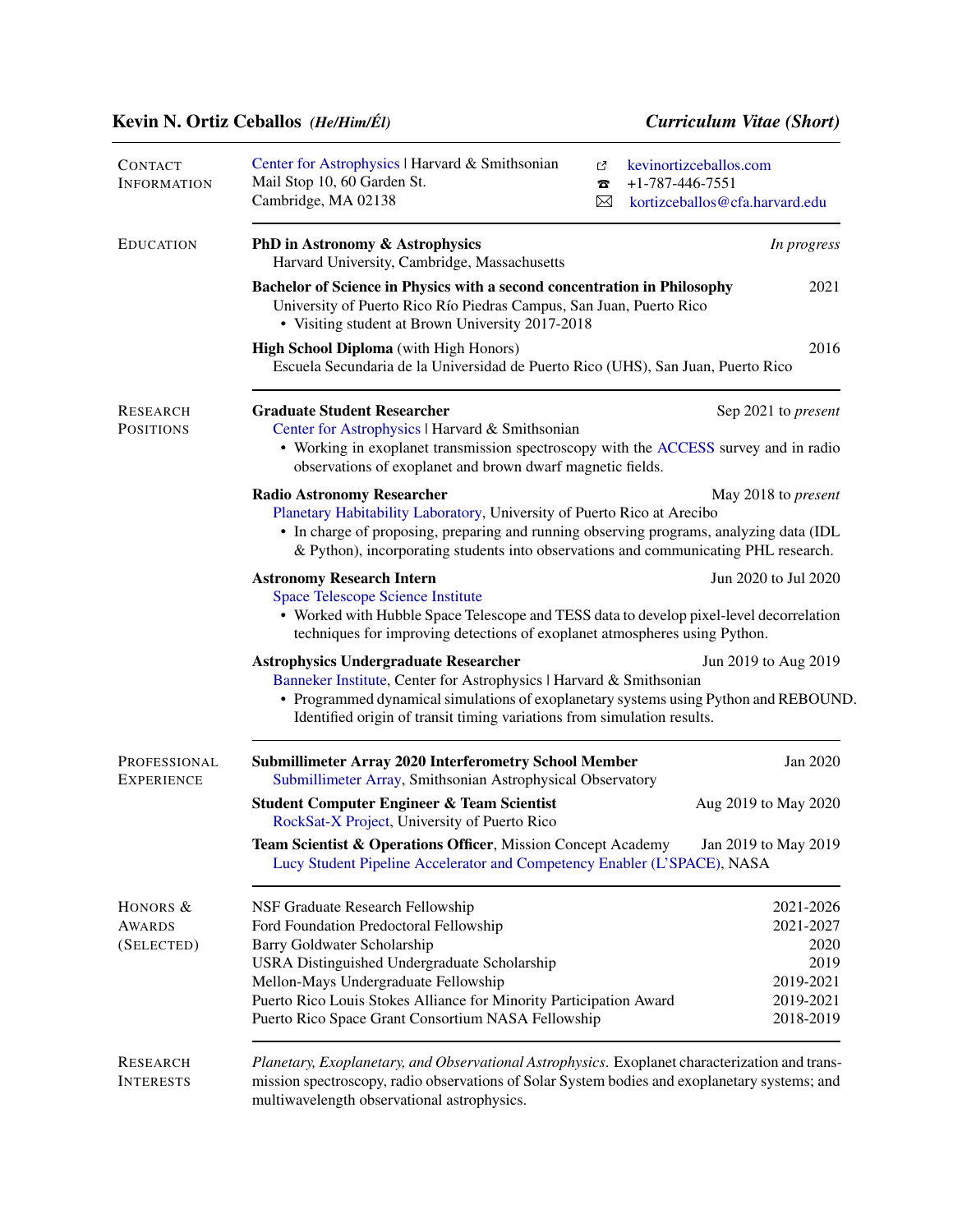# Kevin N. Ortiz Ceballos *(He/Him/Él)*

***Curriculum Vitae (Short)***

## Contact Information

Center for Astrophysics | Harvard & Smithsonian
Mail Stop 10, 60 Garden St.
Cambridge, MA 02138

kevinortizceballos.com
+1-787-446-7551
kortizceballos@cfa.harvard.edu

## Education

**PhD in Astronomy & Astrophysics** — *In progress*
Harvard University, Cambridge, Massachusetts

**Bachelor of Science in Physics with a second concentration in Philosophy** — 2021
University of Puerto Rico Río Piedras Campus, San Juan, Puerto Rico
- Visiting student at Brown University 2017-2018

**High School Diploma** (with High Honors) — 2016
Escuela Secundaria de la Universidad de Puerto Rico (UHS), San Juan, Puerto Rico

## Research Positions

**Graduate Student Researcher** — Sep 2021 to *present*
Center for Astrophysics | Harvard & Smithsonian
- Working in exoplanet transmission spectroscopy with the ACCESS survey and in radio observations of exoplanet and brown dwarf magnetic fields.

**Radio Astronomy Researcher** — May 2018 to *present*
Planetary Habitability Laboratory, University of Puerto Rico at Arecibo
- In charge of proposing, preparing and running observing programs, analyzing data (IDL & Python), incorporating students into observations and communicating PHL research.

**Astronomy Research Intern** — Jun 2020 to Jul 2020
Space Telescope Science Institute
- Worked with Hubble Space Telescope and TESS data to develop pixel-level decorrelation techniques for improving detections of exoplanet atmospheres using Python.

**Astrophysics Undergraduate Researcher** — Jun 2019 to Aug 2019
Banneker Institute, Center for Astrophysics | Harvard & Smithsonian
- Programmed dynamical simulations of exoplanetary systems using Python and REBOUND. Identified origin of transit timing variations from simulation results.

## Professional Experience

**Submillimeter Array 2020 Interferometry School Member** — Jan 2020
Submillimeter Array, Smithsonian Astrophysical Observatory

**Student Computer Engineer & Team Scientist** — Aug 2019 to May 2020
RockSat-X Project, University of Puerto Rico

**Team Scientist & Operations Officer**, Mission Concept Academy — Jan 2019 to May 2019
Lucy Student Pipeline Accelerator and Competency Enabler (L'SPACE), NASA

## Honors & Awards (Selected)

| Award | Year |
|---|---|
| NSF Graduate Research Fellowship | 2021-2026 |
| Ford Foundation Predoctoral Fellowship | 2021-2027 |
| Barry Goldwater Scholarship | 2020 |
| USRA Distinguished Undergraduate Scholarship | 2019 |
| Mellon-Mays Undergraduate Fellowship | 2019-2021 |
| Puerto Rico Louis Stokes Alliance for Minority Participation Award | 2019-2021 |
| Puerto Rico Space Grant Consortium NASA Fellowship | 2018-2019 |

## Research Interests

*Planetary, Exoplanetary, and Observational Astrophysics*. Exoplanet characterization and transmission spectroscopy, radio observations of Solar System bodies and exoplanetary systems; and multiwavelength observational astrophysics.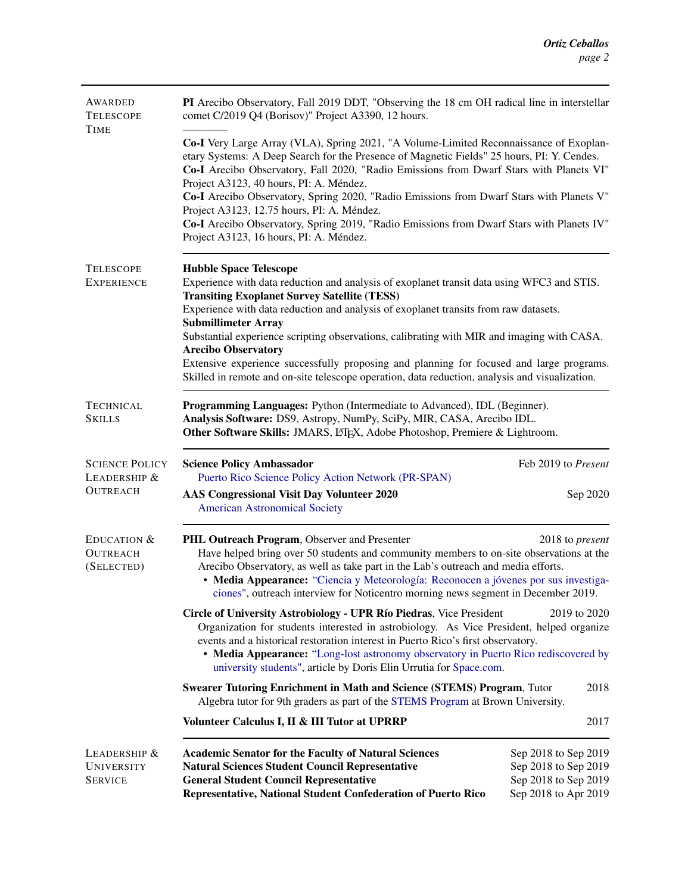## Awarded Telescope Time

**PI** Arecibo Observatory, Fall 2019 DDT, "Observing the 18 cm OH radical line in interstellar comet C/2019 Q4 (Borisov)" Project A3390, 12 hours.

————

**Co-I** Very Large Array (VLA), Spring 2021, "A Volume-Limited Reconnaissance of Exoplanetary Systems: A Deep Search for the Presence of Magnetic Fields" 25 hours, PI: Y. Cendes.
**Co-I** Arecibo Observatory, Fall 2020, "Radio Emissions from Dwarf Stars with Planets VI" Project A3123, 40 hours, PI: A. Méndez.
**Co-I** Arecibo Observatory, Spring 2020, "Radio Emissions from Dwarf Stars with Planets V" Project A3123, 12.75 hours, PI: A. Méndez.
**Co-I** Arecibo Observatory, Spring 2019, "Radio Emissions from Dwarf Stars with Planets IV" Project A3123, 16 hours, PI: A. Méndez.

## Telescope Experience

**Hubble Space Telescope**
Experience with data reduction and analysis of exoplanet transit data using WFC3 and STIS.
**Transiting Exoplanet Survey Satellite (TESS)**
Experience with data reduction and analysis of exoplanet transits from raw datasets.
**Submillimeter Array**
Substantial experience scripting observations, calibrating with MIR and imaging with CASA.
**Arecibo Observatory**
Extensive experience successfully proposing and planning for focused and large programs. Skilled in remote and on-site telescope operation, data reduction, analysis and visualization.

## Technical Skills

**Programming Languages:** Python (Intermediate to Advanced), IDL (Beginner).
**Analysis Software:** DS9, Astropy, NumPy, SciPy, MIR, CASA, Arecibo IDL.
**Other Software Skills:** JMARS, LaTeX, Adobe Photoshop, Premiere & Lightroom.

## Science Policy Leadership & Outreach

**Science Policy Ambassador** — Feb 2019 to *Present*
Puerto Rico Science Policy Action Network (PR-SPAN)

**AAS Congressional Visit Day Volunteer 2020** — Sep 2020
American Astronomical Society

## Education & Outreach (Selected)

**PHL Outreach Program**, Observer and Presenter — 2018 to *present*
Have helped bring over 50 students and community members to on-site observations at the Arecibo Observatory, as well as take part in the Lab's outreach and media efforts.

- **Media Appearance:** "Ciencia y Meteorología: Reconocen a jóvenes por sus investigaciones", outreach interview for Noticentro morning news segment in December 2019.

**Circle of University Astrobiology - UPR Río Piedras**, Vice President — 2019 to 2020
Organization for students interested in astrobiology. As Vice President, helped organize events and a historical restoration interest in Puerto Rico's first observatory.

- **Media Appearance:** "Long-lost astronomy observatory in Puerto Rico rediscovered by university students", article by Doris Elin Urrutia for Space.com.

**Swearer Tutoring Enrichment in Math and Science (STEMS) Program**, Tutor — 2018
Algebra tutor for 9th graders as part of the STEMS Program at Brown University.

**Volunteer Calculus I, II & III Tutor at UPRRP** — 2017

## Leadership & University Service

**Academic Senator for the Faculty of Natural Sciences** — Sep 2018 to Sep 2019
**Natural Sciences Student Council Representative** — Sep 2018 to Sep 2019
**General Student Council Representative** — Sep 2018 to Sep 2019
**Representative, National Student Confederation of Puerto Rico** — Sep 2018 to Apr 2019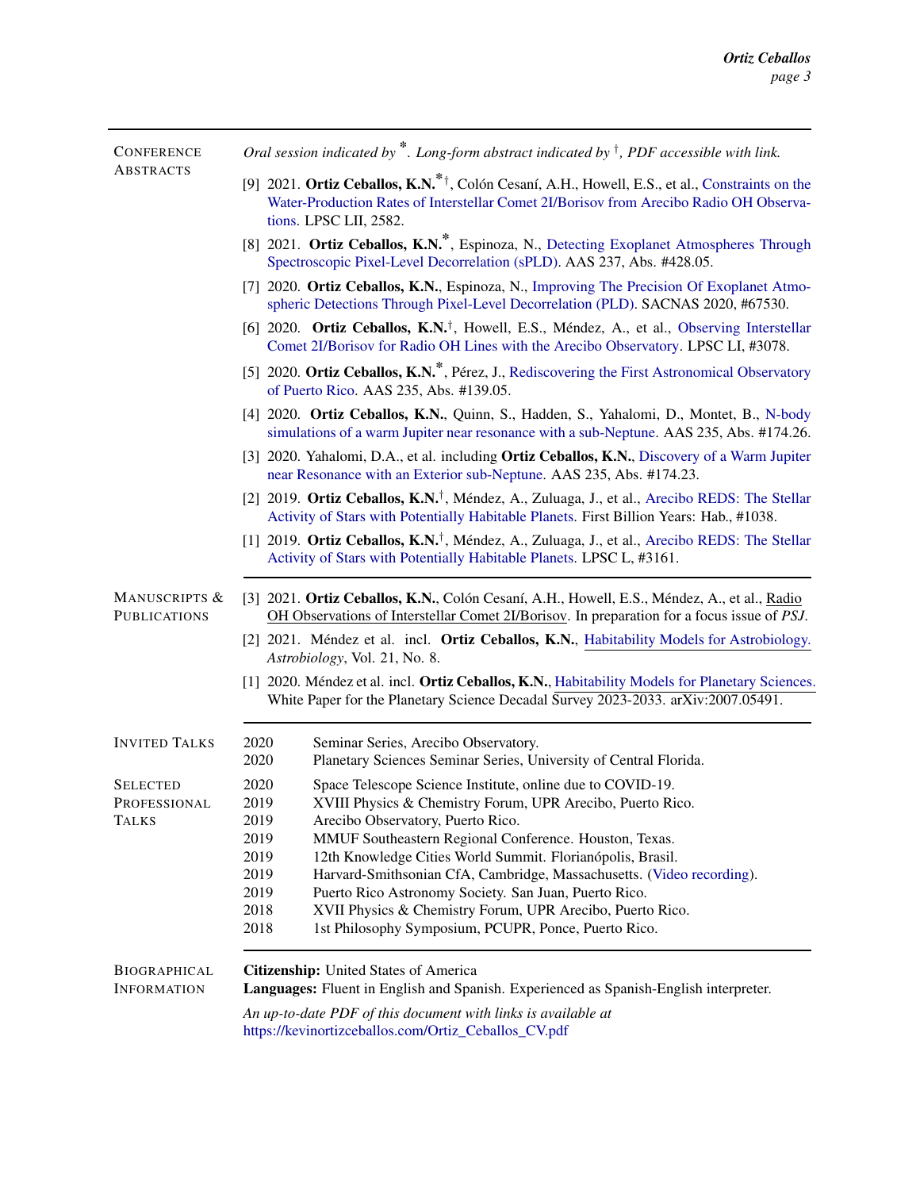## Conference Abstracts

*Oral session indicated by \*. Long-form abstract indicated by †, PDF accessible with link.*

[9] 2021. **Ortiz Ceballos, K.N.**\*†, Colón Cesaní, A.H., Howell, E.S., et al., Constraints on the Water-Production Rates of Interstellar Comet 2I/Borisov from Arecibo Radio OH Observations. LPSC LII, 2582.

[8] 2021. **Ortiz Ceballos, K.N.**\*, Espinoza, N., Detecting Exoplanet Atmospheres Through Spectroscopic Pixel-Level Decorrelation (sPLD). AAS 237, Abs. #428.05.

[7] 2020. **Ortiz Ceballos, K.N.**, Espinoza, N., Improving The Precision Of Exoplanet Atmospheric Detections Through Pixel-Level Decorrelation (PLD). SACNAS 2020, #67530.

[6] 2020. **Ortiz Ceballos, K.N.**†, Howell, E.S., Méndez, A., et al., Observing Interstellar Comet 2I/Borisov for Radio OH Lines with the Arecibo Observatory. LPSC LI, #3078.

[5] 2020. **Ortiz Ceballos, K.N.**\*, Pérez, J., Rediscovering the First Astronomical Observatory of Puerto Rico. AAS 235, Abs. #139.05.

[4] 2020. **Ortiz Ceballos, K.N.**, Quinn, S., Hadden, S., Yahalomi, D., Montet, B., N-body simulations of a warm Jupiter near resonance with a sub-Neptune. AAS 235, Abs. #174.26.

[3] 2020. Yahalomi, D.A., et al. including **Ortiz Ceballos, K.N.**, Discovery of a Warm Jupiter near Resonance with an Exterior sub-Neptune. AAS 235, Abs. #174.23.

[2] 2019. **Ortiz Ceballos, K.N.**†, Méndez, A., Zuluaga, J., et al., Arecibo REDS: The Stellar Activity of Stars with Potentially Habitable Planets. First Billion Years: Hab., #1038.

[1] 2019. **Ortiz Ceballos, K.N.**†, Méndez, A., Zuluaga, J., et al., Arecibo REDS: The Stellar Activity of Stars with Potentially Habitable Planets. LPSC L, #3161.

## Manuscripts & Publications

[3] 2021. **Ortiz Ceballos, K.N.**, Colón Cesaní, A.H., Howell, E.S., Méndez, A., et al., Radio OH Observations of Interstellar Comet 2I/Borisov. In preparation for a focus issue of *PSJ*.

[2] 2021. Méndez et al. incl. **Ortiz Ceballos, K.N.**, Habitability Models for Astrobiology. *Astrobiology*, Vol. 21, No. 8.

[1] 2020. Méndez et al. incl. **Ortiz Ceballos, K.N.**, Habitability Models for Planetary Sciences. White Paper for the Planetary Science Decadal Survey 2023-2033. arXiv:2007.05491.

## Invited Talks

2020 Seminar Series, Arecibo Observatory.
2020 Planetary Sciences Seminar Series, University of Central Florida.

## Selected Professional Talks

2020 Space Telescope Science Institute, online due to COVID-19.
2019 XVIII Physics & Chemistry Forum, UPR Arecibo, Puerto Rico.
2019 Arecibo Observatory, Puerto Rico.
2019 MMUF Southeastern Regional Conference. Houston, Texas.
2019 12th Knowledge Cities World Summit. Florianópolis, Brasil.
2019 Harvard-Smithsonian CfA, Cambridge, Massachusetts. (Video recording).
2019 Puerto Rico Astronomy Society. San Juan, Puerto Rico.
2018 XVII Physics & Chemistry Forum, UPR Arecibo, Puerto Rico.
2018 1st Philosophy Symposium, PCUPR, Ponce, Puerto Rico.

## Biographical Information

**Citizenship:** United States of America
**Languages:** Fluent in English and Spanish. Experienced as Spanish-English interpreter.

*An up-to-date PDF of this document with links is available at*
https://kevinortizceballos.com/Ortiz_Ceballos_CV.pdf